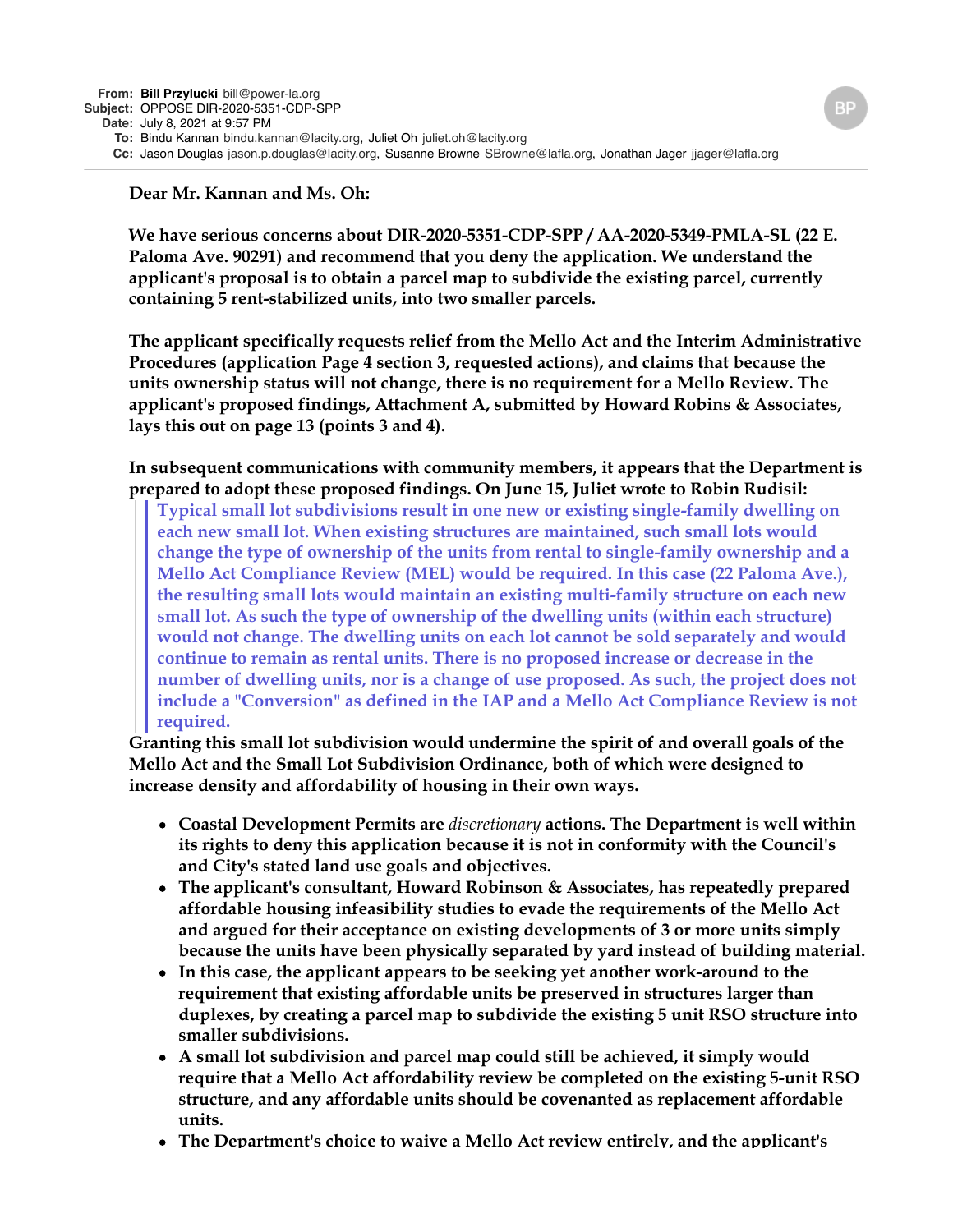**From:** **Bill Przylucki** bill@power-la.org
**Subject:** OPPOSE DIR-2020-5351-CDP-SPP
**Date:** July 8, 2021 at 9:57 PM
**To:** Bindu Kannan bindu.kannan@lacity.org, Juliet Oh juliet.oh@lacity.org
**Cc:** Jason Douglas jason.p.douglas@lacity.org, Susanne Browne SBrowne@lafla.org, Jonathan Jager jjager@lafla.org

BP

**Dear Mr. Kannan and Ms. Oh:**

**We have serious concerns about DIR-2020-5351-CDP-SPP / AA-2020-5349-PMLA-SL (22 E. Paloma Ave. 90291) and recommend that you deny the application. We understand the applicant's proposal is to obtain a parcel map to subdivide the existing parcel, currently containing 5 rent-stabilized units, into two smaller parcels.**

**The applicant specifically requests relief from the Mello Act and the Interim Administrative Procedures (application Page 4 section 3, requested actions), and claims that because the units ownership status will not change, there is no requirement for a Mello Review. The applicant's proposed findings, Attachment A, submitted by Howard Robins & Associates, lays this out on page 13 (points 3 and 4).**

**In subsequent communications with community members, it appears that the Department is prepared to adopt these proposed findings. On June 15, Juliet wrote to Robin Rudisil:**

> **Typical small lot subdivisions result in one new or existing single-family dwelling on each new small lot. When existing structures are maintained, such small lots would change the type of ownership of the units from rental to single-family ownership and a Mello Act Compliance Review (MEL) would be required. In this case (22 Paloma Ave.), the resulting small lots would maintain an existing multi-family structure on each new small lot. As such the type of ownership of the dwelling units (within each structure) would not change. The dwelling units on each lot cannot be sold separately and would continue to remain as rental units. There is no proposed increase or decrease in the number of dwelling units, nor is a change of use proposed. As such, the project does not include a "Conversion" as defined in the IAP and a Mello Act Compliance Review is not required.**

**Granting this small lot subdivision would undermine the spirit of and overall goals of the Mello Act and the Small Lot Subdivision Ordinance, both of which were designed to increase density and affordability of housing in their own ways.**

- **Coastal Development Permits are *discretionary* actions. The Department is well within its rights to deny this application because it is not in conformity with the Council's and City's stated land use goals and objectives.**
- **The applicant's consultant, Howard Robinson & Associates, has repeatedly prepared affordable housing infeasibility studies to evade the requirements of the Mello Act and argued for their acceptance on existing developments of 3 or more units simply because the units have been physically separated by yard instead of building material.**
- **In this case, the applicant appears to be seeking yet another work-around to the requirement that existing affordable units be preserved in structures larger than duplexes, by creating a parcel map to subdivide the existing 5 unit RSO structure into smaller subdivisions.**
- **A small lot subdivision and parcel map could still be achieved, it simply would require that a Mello Act affordability review be completed on the existing 5-unit RSO structure, and any affordable units should be covenanted as replacement affordable units.**
- **The Department's choice to waive a Mello Act review entirely, and the applicant's**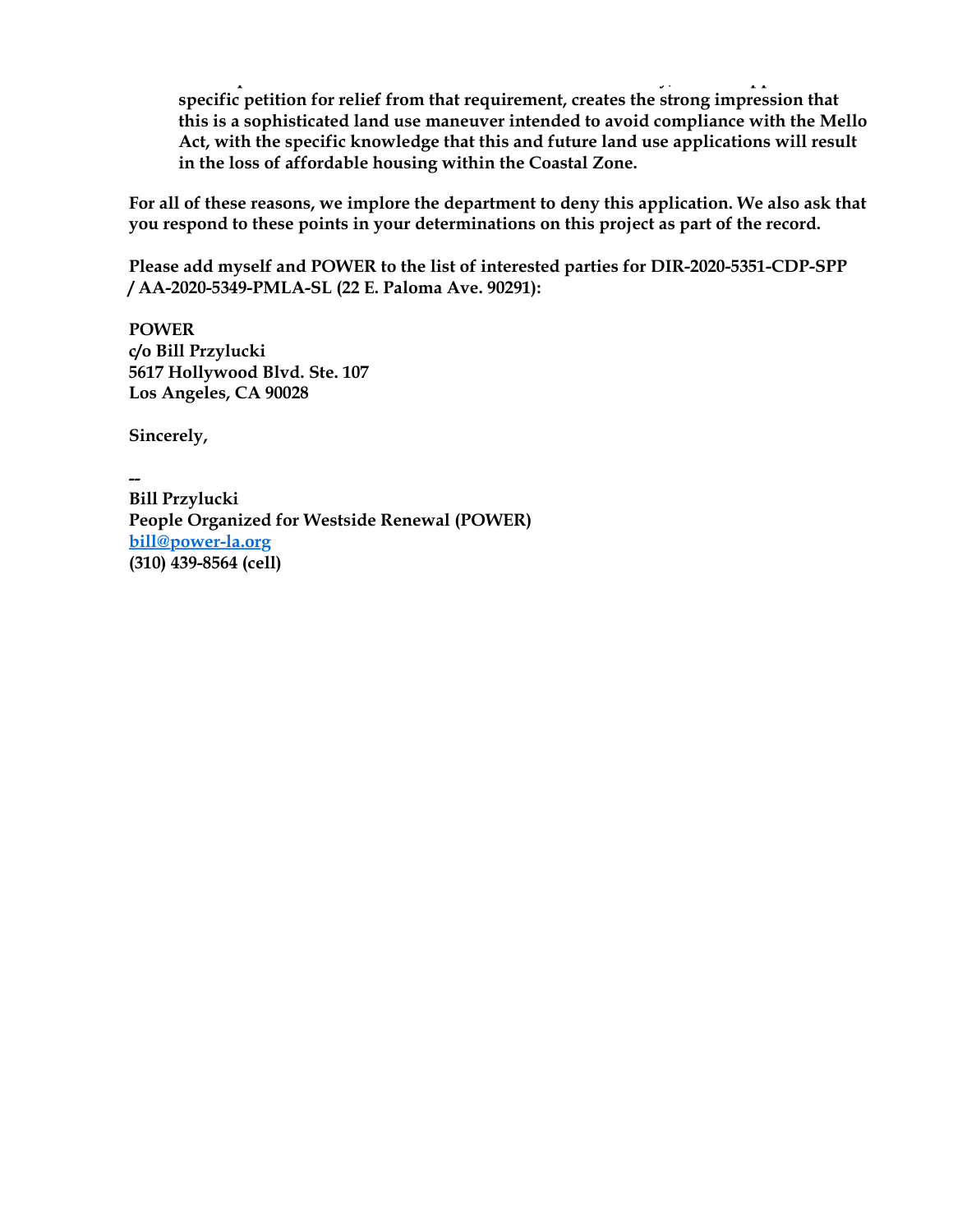specific petition for relief from that requirement, creates the strong impression that this is a sophisticated land use maneuver intended to avoid compliance with the Mello Act, with the specific knowledge that this and future land use applications will result in the loss of affordable housing within the Coastal Zone.**

**For all of these reasons, we implore the department to deny this application. We also ask that you respond to these points in your determinations on this project as part of the record.**

**Please add myself and POWER to the list of interested parties for DIR-2020-5351-CDP-SPP / AA-2020-5349-PMLA-SL (22 E. Paloma Ave. 90291):**

**POWER**
**c/o Bill Przylucki**
**5617 Hollywood Blvd. Ste. 107**
**Los Angeles, CA 90028**

**Sincerely,**

**--**
**Bill Przylucki**
**People Organized for Westside Renewal (POWER)**
**bill@power-la.org**
**(310) 439-8564 (cell)**